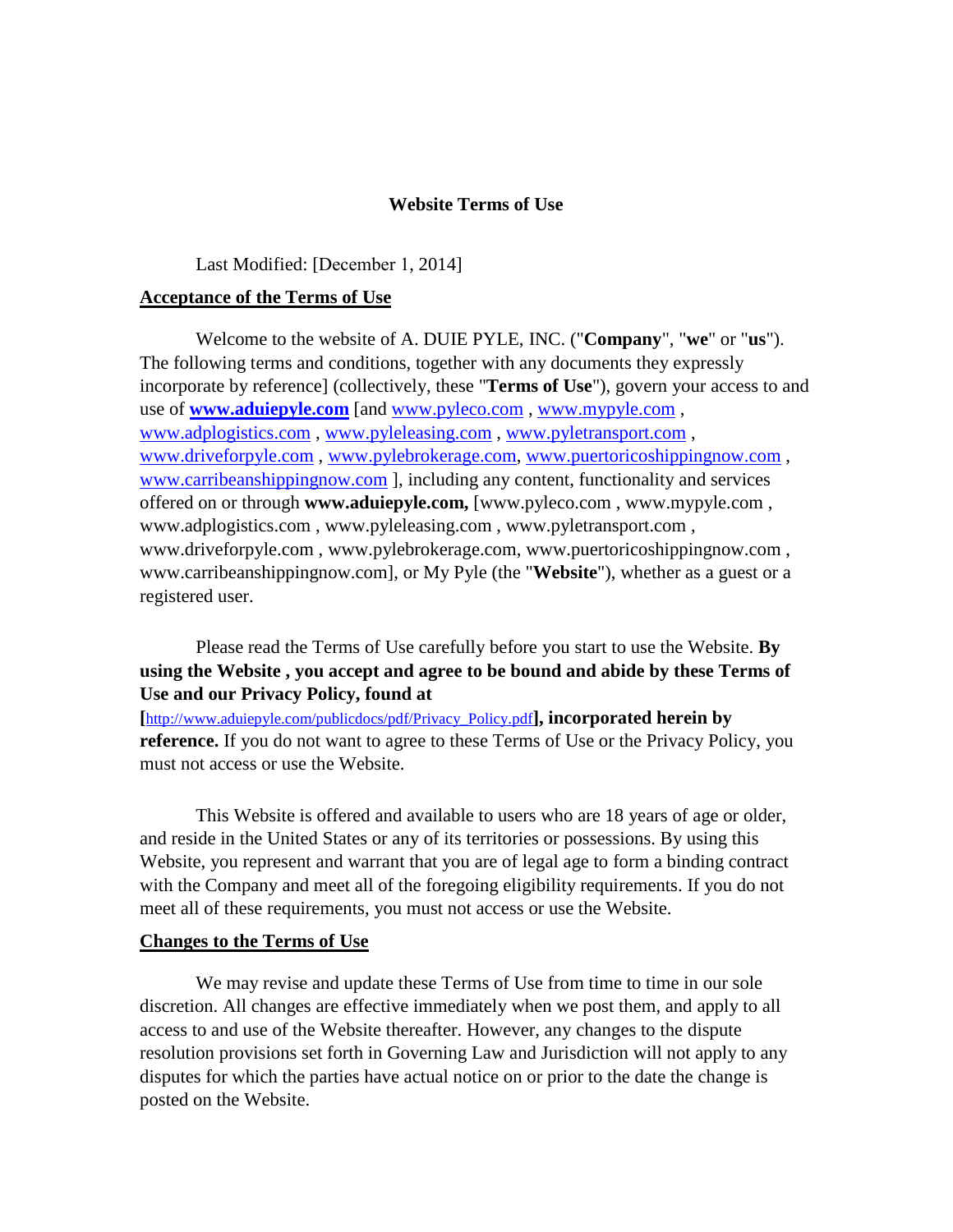# Website Terms of Use

Last Modified: [December 1, 2014]

## Acceptance of the Terms of Use

Welcome to the website of A. DUIE PYLE, INC. ("**Company**", "**we**" or "**us**"). The following terms and conditions, together with any documents they expressly incorporate by reference] (collectively, these "**Terms of Use**"), govern your access to and use of **www.aduiepyle.com** [and www.pyleco.com , www.mypyle.com , www.adplogistics.com , www.pyleleasing.com , www.pyletransport.com , www.driveforpyle.com , www.pylebrokerage.com, www.puertoricoshippingnow.com , www.carribeanshippingnow.com ], including any content, functionality and services offered on or through **www.aduiepyle.com,** [www.pyleco.com , www.mypyle.com , www.adplogistics.com , www.pyleleasing.com , www.pyletransport.com , www.driveforpyle.com , www.pylebrokerage.com, www.puertoricoshippingnow.com , www.carribeanshippingnow.com], or My Pyle (the "**Website**"), whether as a guest or a registered user.

Please read the Terms of Use carefully before you start to use the Website. **By using the Website , you accept and agree to be bound and abide by these Terms of Use and our Privacy Policy, found at [**http://www.aduiepyle.com/publicdocs/pdf/Privacy_Policy.pdf**], incorporated herein by reference.** If you do not want to agree to these Terms of Use or the Privacy Policy, you must not access or use the Website.

This Website is offered and available to users who are 18 years of age or older, and reside in the United States or any of its territories or possessions. By using this Website, you represent and warrant that you are of legal age to form a binding contract with the Company and meet all of the foregoing eligibility requirements. If you do not meet all of these requirements, you must not access or use the Website.

## Changes to the Terms of Use

We may revise and update these Terms of Use from time to time in our sole discretion. All changes are effective immediately when we post them, and apply to all access to and use of the Website thereafter. However, any changes to the dispute resolution provisions set forth in Governing Law and Jurisdiction will not apply to any disputes for which the parties have actual notice on or prior to the date the change is posted on the Website.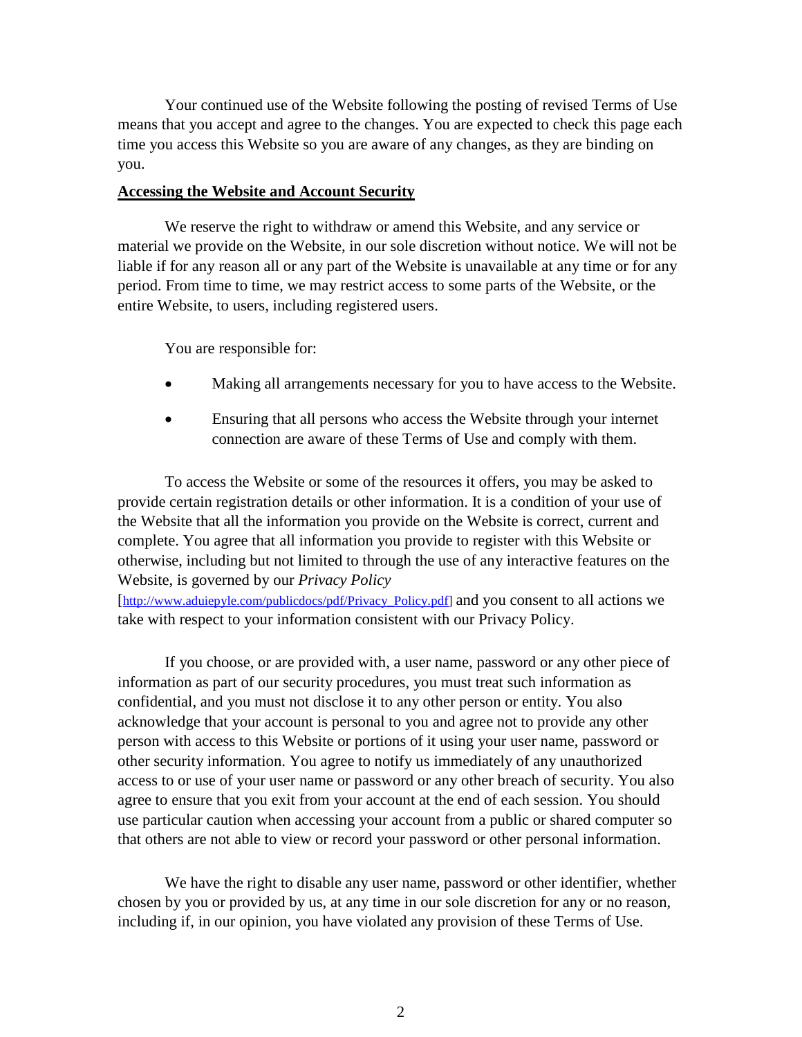Your continued use of the Website following the posting of revised Terms of Use means that you accept and agree to the changes. You are expected to check this page each time you access this Website so you are aware of any changes, as they are binding on you.

**Accessing the Website and Account Security**

We reserve the right to withdraw or amend this Website, and any service or material we provide on the Website, in our sole discretion without notice. We will not be liable if for any reason all or any part of the Website is unavailable at any time or for any period. From time to time, we may restrict access to some parts of the Website, or the entire Website, to users, including registered users.

You are responsible for:

- Making all arrangements necessary for you to have access to the Website.
- Ensuring that all persons who access the Website through your internet connection are aware of these Terms of Use and comply with them.

To access the Website or some of the resources it offers, you may be asked to provide certain registration details or other information. It is a condition of your use of the Website that all the information you provide on the Website is correct, current and complete. You agree that all information you provide to register with this Website or otherwise, including but not limited to through the use of any interactive features on the Website, is governed by our *Privacy Policy* [http://www.aduiepyle.com/publicdocs/pdf/Privacy_Policy.pdf] and you consent to all actions we take with respect to your information consistent with our Privacy Policy.

If you choose, or are provided with, a user name, password or any other piece of information as part of our security procedures, you must treat such information as confidential, and you must not disclose it to any other person or entity. You also acknowledge that your account is personal to you and agree not to provide any other person with access to this Website or portions of it using your user name, password or other security information. You agree to notify us immediately of any unauthorized access to or use of your user name or password or any other breach of security. You also agree to ensure that you exit from your account at the end of each session. You should use particular caution when accessing your account from a public or shared computer so that others are not able to view or record your password or other personal information.

We have the right to disable any user name, password or other identifier, whether chosen by you or provided by us, at any time in our sole discretion for any or no reason, including if, in our opinion, you have violated any provision of these Terms of Use.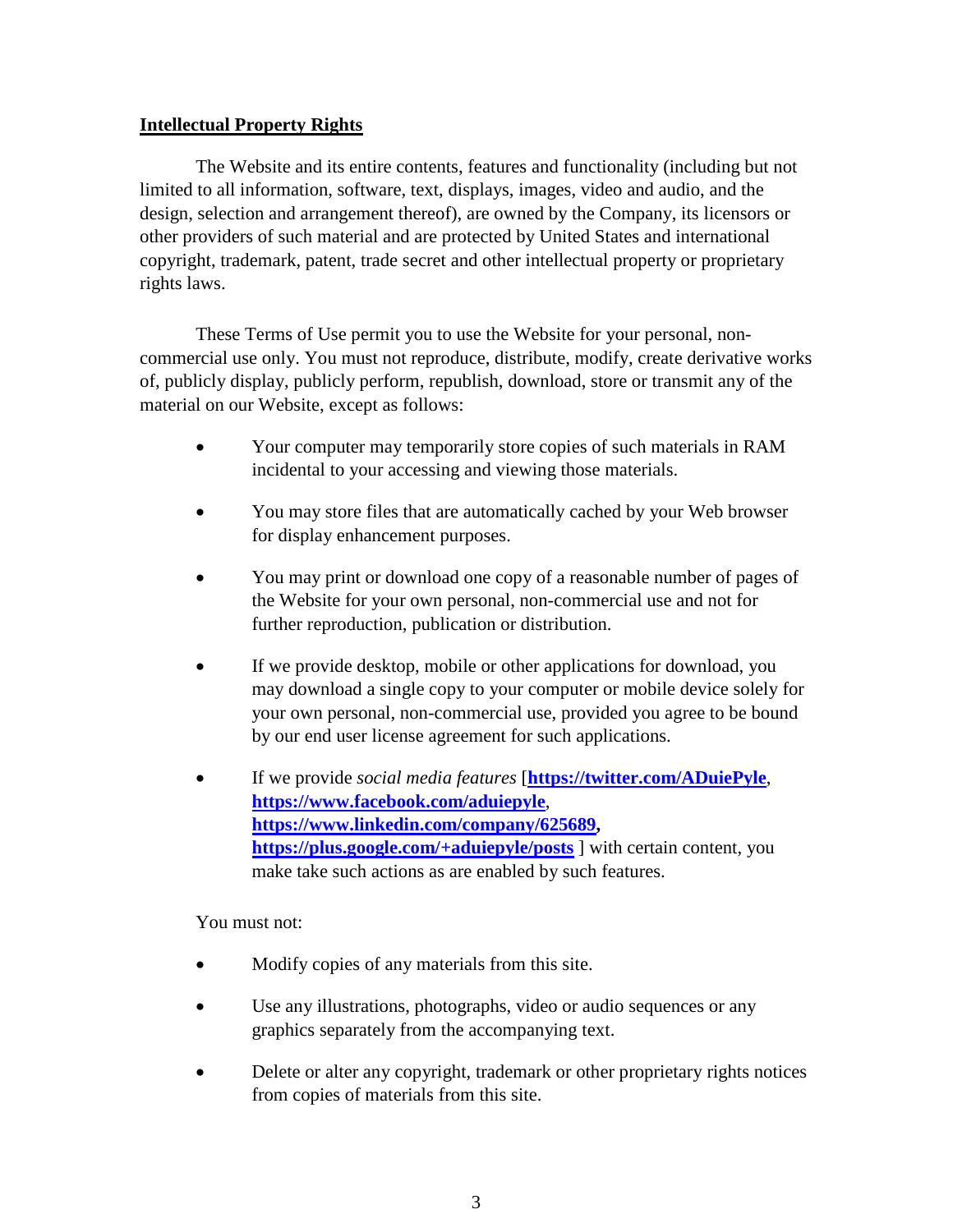**Intellectual Property Rights**

The Website and its entire contents, features and functionality (including but not limited to all information, software, text, displays, images, video and audio, and the design, selection and arrangement thereof), are owned by the Company, its licensors or other providers of such material and are protected by United States and international copyright, trademark, patent, trade secret and other intellectual property or proprietary rights laws.

These Terms of Use permit you to use the Website for your personal, non-commercial use only. You must not reproduce, distribute, modify, create derivative works of, publicly display, publicly perform, republish, download, store or transmit any of the material on our Website, except as follows:

- Your computer may temporarily store copies of such materials in RAM incidental to your accessing and viewing those materials.
- You may store files that are automatically cached by your Web browser for display enhancement purposes.
- You may print or download one copy of a reasonable number of pages of the Website for your own personal, non-commercial use and not for further reproduction, publication or distribution.
- If we provide desktop, mobile or other applications for download, you may download a single copy to your computer or mobile device solely for your own personal, non-commercial use, provided you agree to be bound by our end user license agreement for such applications.
- If we provide *social media features* [**https://twitter.com/ADuiePyle**, **https://www.facebook.com/aduiepyle**, **https://www.linkedin.com/company/625689**, **https://plus.google.com/+aduiepyle/posts** ] with certain content, you make take such actions as are enabled by such features.

You must not:

- Modify copies of any materials from this site.
- Use any illustrations, photographs, video or audio sequences or any graphics separately from the accompanying text.
- Delete or alter any copyright, trademark or other proprietary rights notices from copies of materials from this site.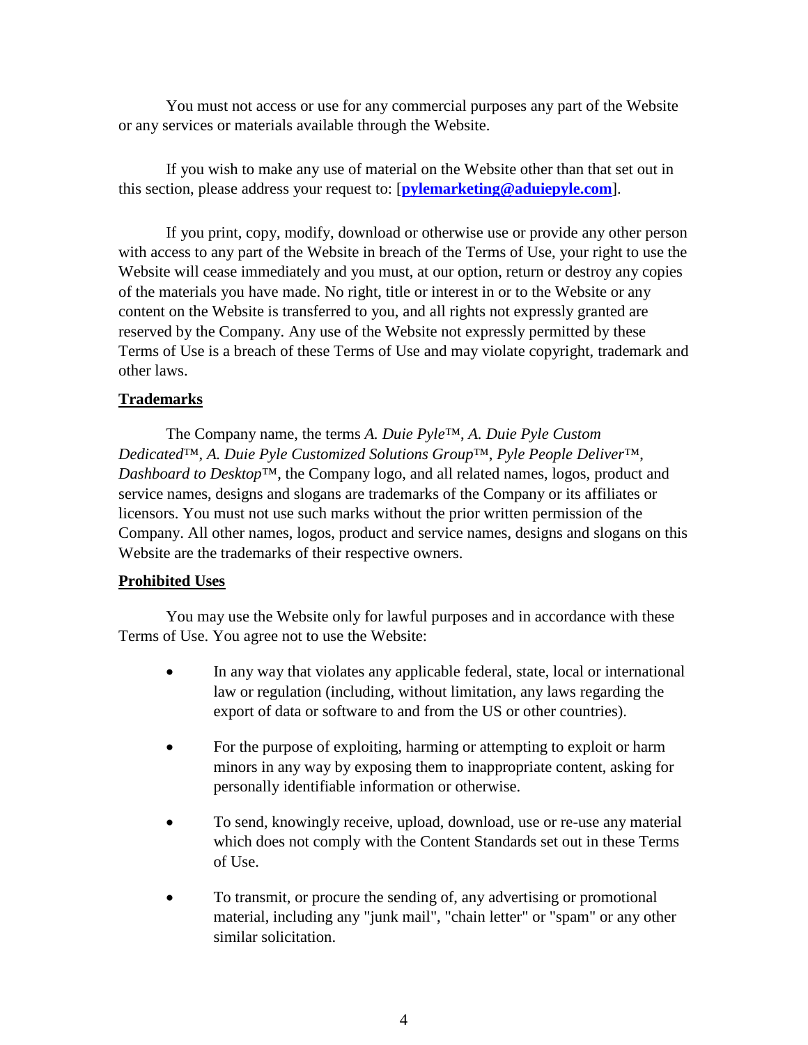You must not access or use for any commercial purposes any part of the Website or any services or materials available through the Website.

If you wish to make any use of material on the Website other than that set out in this section, please address your request to: [**pylemarketing@aduiepyle.com**].

If you print, copy, modify, download or otherwise use or provide any other person with access to any part of the Website in breach of the Terms of Use, your right to use the Website will cease immediately and you must, at our option, return or destroy any copies of the materials you have made. No right, title or interest in or to the Website or any content on the Website is transferred to you, and all rights not expressly granted are reserved by the Company. Any use of the Website not expressly permitted by these Terms of Use is a breach of these Terms of Use and may violate copyright, trademark and other laws.

**Trademarks**

The Company name, the terms *A. Duie Pyle*™, *A. Duie Pyle Custom Dedicated*™, *A. Duie Pyle Customized Solutions Group*™, *Pyle People Deliver*™, *Dashboard to Desktop*™, the Company logo, and all related names, logos, product and service names, designs and slogans are trademarks of the Company or its affiliates or licensors. You must not use such marks without the prior written permission of the Company. All other names, logos, product and service names, designs and slogans on this Website are the trademarks of their respective owners.

**Prohibited Uses**

You may use the Website only for lawful purposes and in accordance with these Terms of Use. You agree not to use the Website:

- In any way that violates any applicable federal, state, local or international law or regulation (including, without limitation, any laws regarding the export of data or software to and from the US or other countries).
- For the purpose of exploiting, harming or attempting to exploit or harm minors in any way by exposing them to inappropriate content, asking for personally identifiable information or otherwise.
- To send, knowingly receive, upload, download, use or re-use any material which does not comply with the Content Standards set out in these Terms of Use.
- To transmit, or procure the sending of, any advertising or promotional material, including any "junk mail", "chain letter" or "spam" or any other similar solicitation.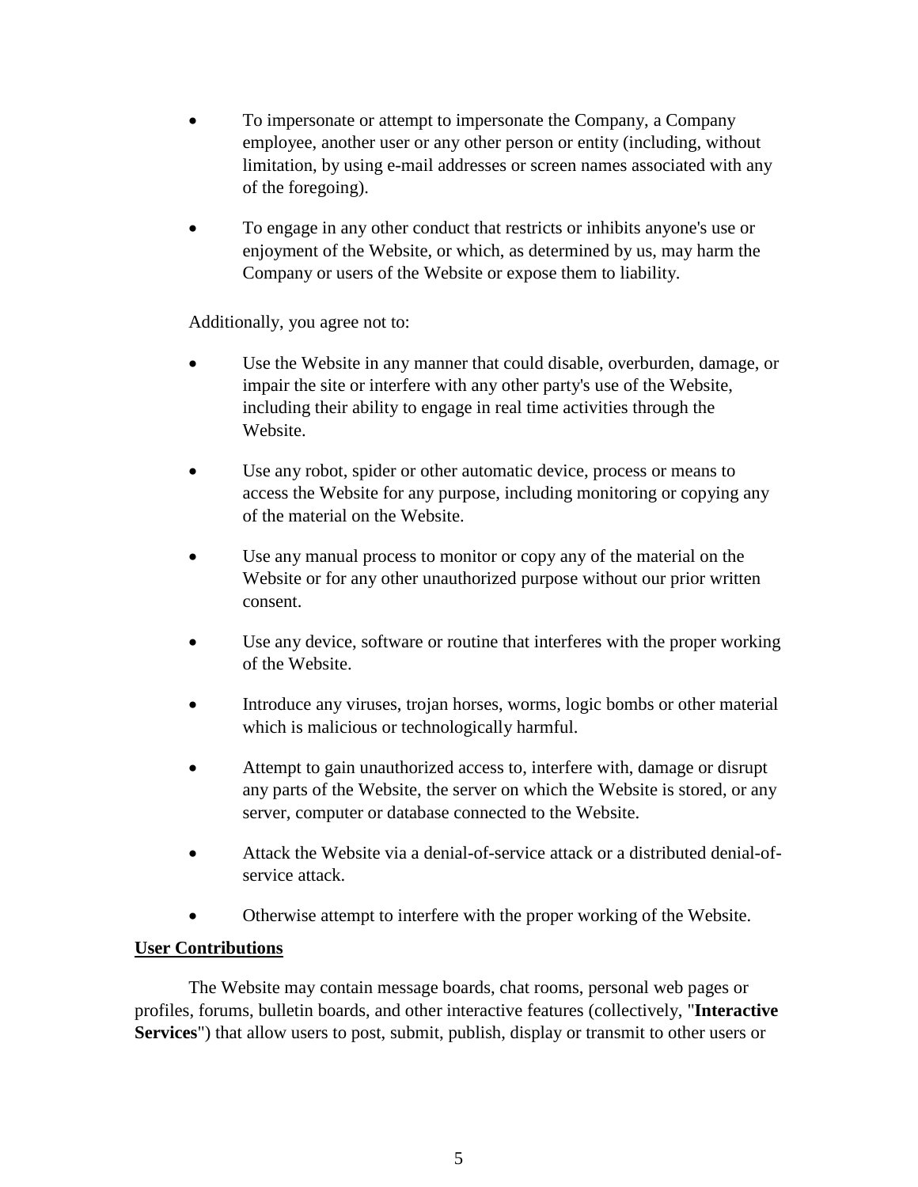- To impersonate or attempt to impersonate the Company, a Company employee, another user or any other person or entity (including, without limitation, by using e-mail addresses or screen names associated with any of the foregoing).
- To engage in any other conduct that restricts or inhibits anyone's use or enjoyment of the Website, or which, as determined by us, may harm the Company or users of the Website or expose them to liability.

Additionally, you agree not to:

- Use the Website in any manner that could disable, overburden, damage, or impair the site or interfere with any other party's use of the Website, including their ability to engage in real time activities through the Website.
- Use any robot, spider or other automatic device, process or means to access the Website for any purpose, including monitoring or copying any of the material on the Website.
- Use any manual process to monitor or copy any of the material on the Website or for any other unauthorized purpose without our prior written consent.
- Use any device, software or routine that interferes with the proper working of the Website.
- Introduce any viruses, trojan horses, worms, logic bombs or other material which is malicious or technologically harmful.
- Attempt to gain unauthorized access to, interfere with, damage or disrupt any parts of the Website, the server on which the Website is stored, or any server, computer or database connected to the Website.
- Attack the Website via a denial-of-service attack or a distributed denial-of-service attack.
- Otherwise attempt to interfere with the proper working of the Website.

**User Contributions**

The Website may contain message boards, chat rooms, personal web pages or profiles, forums, bulletin boards, and other interactive features (collectively, "**Interactive Services**") that allow users to post, submit, publish, display or transmit to other users or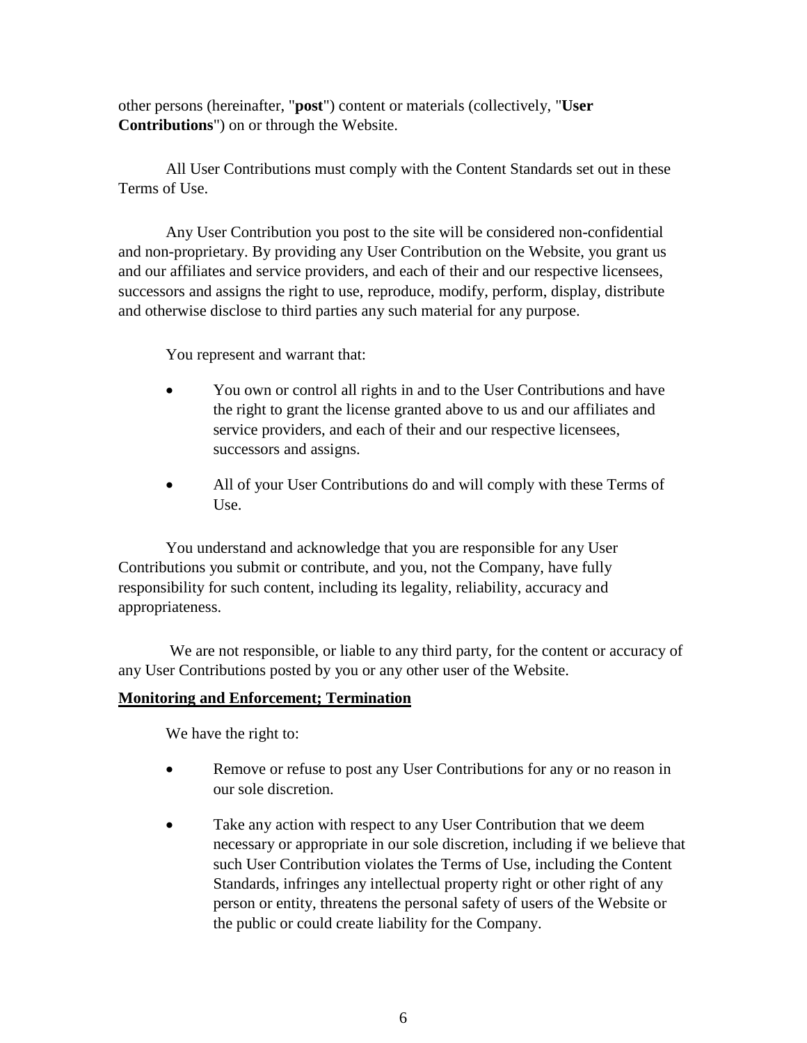other persons (hereinafter, "**post**") content or materials (collectively, "**User Contributions**") on or through the Website.

All User Contributions must comply with the Content Standards set out in these Terms of Use.

Any User Contribution you post to the site will be considered non-confidential and non-proprietary. By providing any User Contribution on the Website, you grant us and our affiliates and service providers, and each of their and our respective licensees, successors and assigns the right to use, reproduce, modify, perform, display, distribute and otherwise disclose to third parties any such material for any purpose.

You represent and warrant that:

- You own or control all rights in and to the User Contributions and have the right to grant the license granted above to us and our affiliates and service providers, and each of their and our respective licensees, successors and assigns.
- All of your User Contributions do and will comply with these Terms of Use.

You understand and acknowledge that you are responsible for any User Contributions you submit or contribute, and you, not the Company, have fully responsibility for such content, including its legality, reliability, accuracy and appropriateness.

We are not responsible, or liable to any third party, for the content or accuracy of any User Contributions posted by you or any other user of the Website.

**<u>Monitoring and Enforcement; Termination</u>**

We have the right to:

- Remove or refuse to post any User Contributions for any or no reason in our sole discretion.
- Take any action with respect to any User Contribution that we deem necessary or appropriate in our sole discretion, including if we believe that such User Contribution violates the Terms of Use, including the Content Standards, infringes any intellectual property right or other right of any person or entity, threatens the personal safety of users of the Website or the public or could create liability for the Company.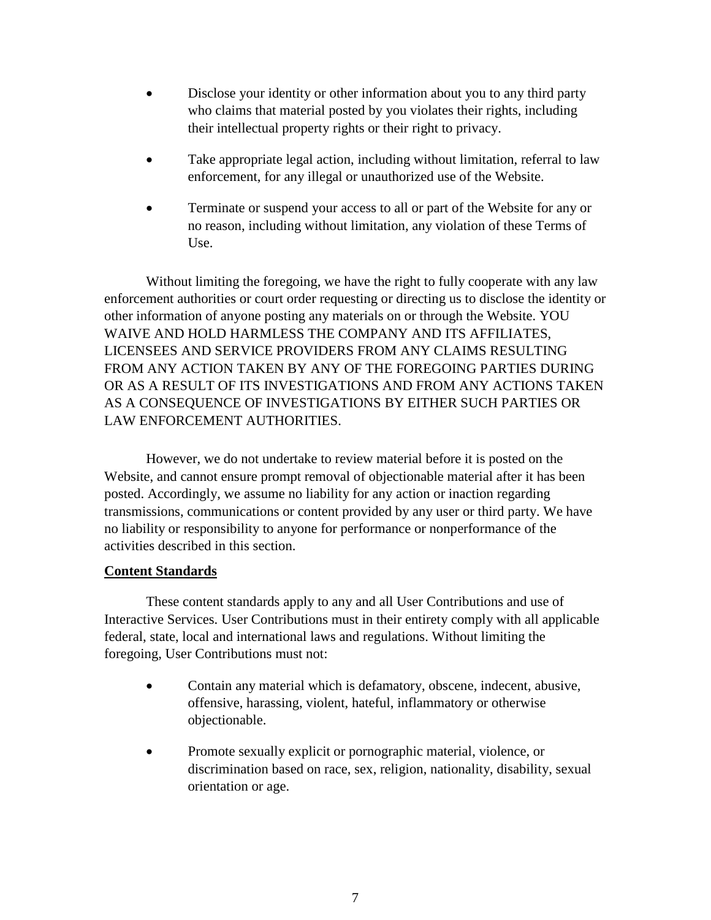- Disclose your identity or other information about you to any third party who claims that material posted by you violates their rights, including their intellectual property rights or their right to privacy.
- Take appropriate legal action, including without limitation, referral to law enforcement, for any illegal or unauthorized use of the Website.
- Terminate or suspend your access to all or part of the Website for any or no reason, including without limitation, any violation of these Terms of Use.

Without limiting the foregoing, we have the right to fully cooperate with any law enforcement authorities or court order requesting or directing us to disclose the identity or other information of anyone posting any materials on or through the Website. YOU WAIVE AND HOLD HARMLESS THE COMPANY AND ITS AFFILIATES, LICENSEES AND SERVICE PROVIDERS FROM ANY CLAIMS RESULTING FROM ANY ACTION TAKEN BY ANY OF THE FOREGOING PARTIES DURING OR AS A RESULT OF ITS INVESTIGATIONS AND FROM ANY ACTIONS TAKEN AS A CONSEQUENCE OF INVESTIGATIONS BY EITHER SUCH PARTIES OR LAW ENFORCEMENT AUTHORITIES.

However, we do not undertake to review material before it is posted on the Website, and cannot ensure prompt removal of objectionable material after it has been posted. Accordingly, we assume no liability for any action or inaction regarding transmissions, communications or content provided by any user or third party. We have no liability or responsibility to anyone for performance or nonperformance of the activities described in this section.

**Content Standards**

These content standards apply to any and all User Contributions and use of Interactive Services. User Contributions must in their entirety comply with all applicable federal, state, local and international laws and regulations. Without limiting the foregoing, User Contributions must not:

- Contain any material which is defamatory, obscene, indecent, abusive, offensive, harassing, violent, hateful, inflammatory or otherwise objectionable.
- Promote sexually explicit or pornographic material, violence, or discrimination based on race, sex, religion, nationality, disability, sexual orientation or age.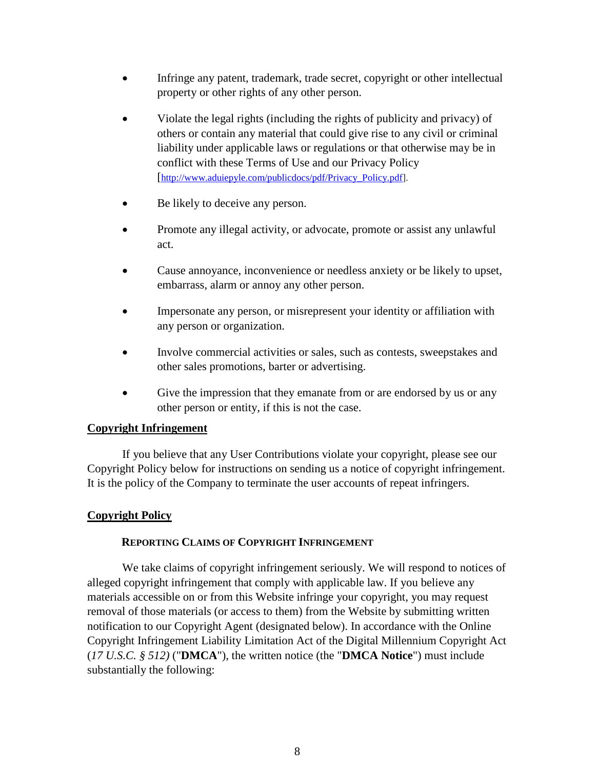- Infringe any patent, trademark, trade secret, copyright or other intellectual property or other rights of any other person.
- Violate the legal rights (including the rights of publicity and privacy) of others or contain any material that could give rise to any civil or criminal liability under applicable laws or regulations or that otherwise may be in conflict with these Terms of Use and our Privacy Policy [http://www.aduiepyle.com/publicdocs/pdf/Privacy_Policy.pdf].
- Be likely to deceive any person.
- Promote any illegal activity, or advocate, promote or assist any unlawful act.
- Cause annoyance, inconvenience or needless anxiety or be likely to upset, embarrass, alarm or annoy any other person.
- Impersonate any person, or misrepresent your identity or affiliation with any person or organization.
- Involve commercial activities or sales, such as contests, sweepstakes and other sales promotions, barter or advertising.
- Give the impression that they emanate from or are endorsed by us or any other person or entity, if this is not the case.

## Copyright Infringement

If you believe that any User Contributions violate your copyright, please see our Copyright Policy below for instructions on sending us a notice of copyright infringement. It is the policy of the Company to terminate the user accounts of repeat infringers.

## Copyright Policy

### Reporting Claims of Copyright Infringement

We take claims of copyright infringement seriously. We will respond to notices of alleged copyright infringement that comply with applicable law. If you believe any materials accessible on or from this Website infringe your copyright, you may request removal of those materials (or access to them) from the Website by submitting written notification to our Copyright Agent (designated below). In accordance with the Online Copyright Infringement Liability Limitation Act of the Digital Millennium Copyright Act (*17 U.S.C. § 512)* ("**DMCA**"), the written notice (the "**DMCA Notice**") must include substantially the following: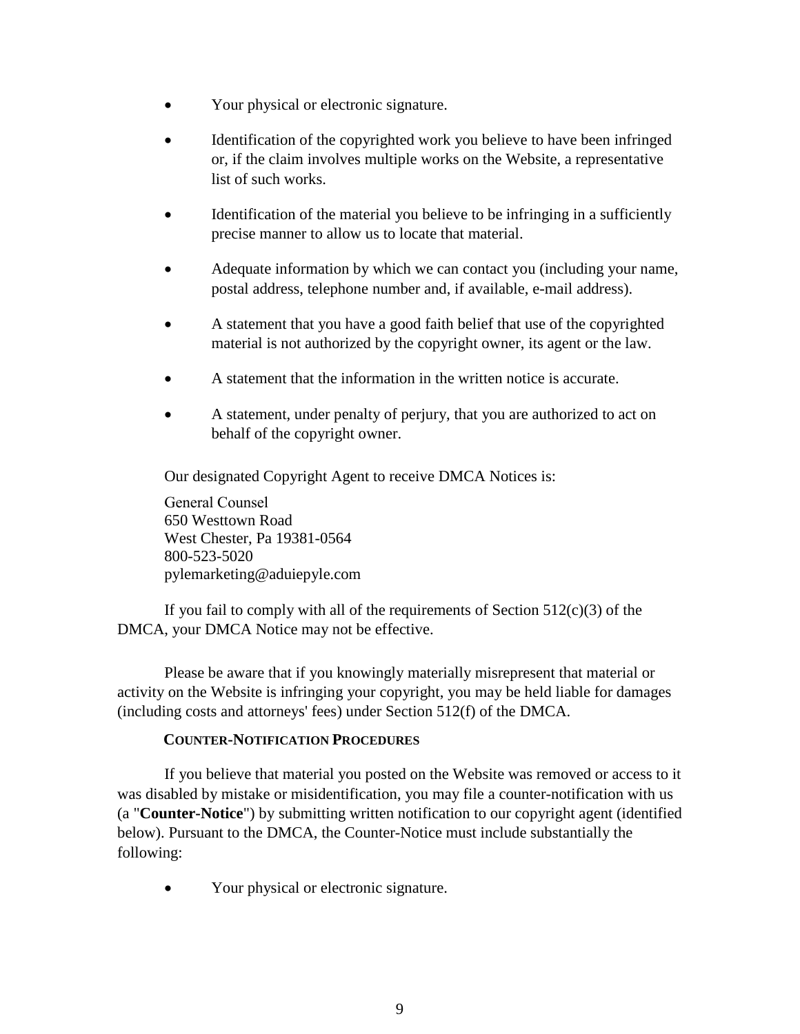- Your physical or electronic signature.
- Identification of the copyrighted work you believe to have been infringed or, if the claim involves multiple works on the Website, a representative list of such works.
- Identification of the material you believe to be infringing in a sufficiently precise manner to allow us to locate that material.
- Adequate information by which we can contact you (including your name, postal address, telephone number and, if available, e-mail address).
- A statement that you have a good faith belief that use of the copyrighted material is not authorized by the copyright owner, its agent or the law.
- A statement that the information in the written notice is accurate.
- A statement, under penalty of perjury, that you are authorized to act on behalf of the copyright owner.

Our designated Copyright Agent to receive DMCA Notices is:

General Counsel
650 Westtown Road
West Chester, Pa 19381-0564
800-523-5020
pylemarketing@aduiepyle.com

If you fail to comply with all of the requirements of Section 512(c)(3) of the DMCA, your DMCA Notice may not be effective.

Please be aware that if you knowingly materially misrepresent that material or activity on the Website is infringing your copyright, you may be held liable for damages (including costs and attorneys' fees) under Section 512(f) of the DMCA.

**COUNTER-NOTIFICATION PROCEDURES**

If you believe that material you posted on the Website was removed or access to it was disabled by mistake or misidentification, you may file a counter-notification with us (a "**Counter-Notice**") by submitting written notification to our copyright agent (identified below). Pursuant to the DMCA, the Counter-Notice must include substantially the following:

- Your physical or electronic signature.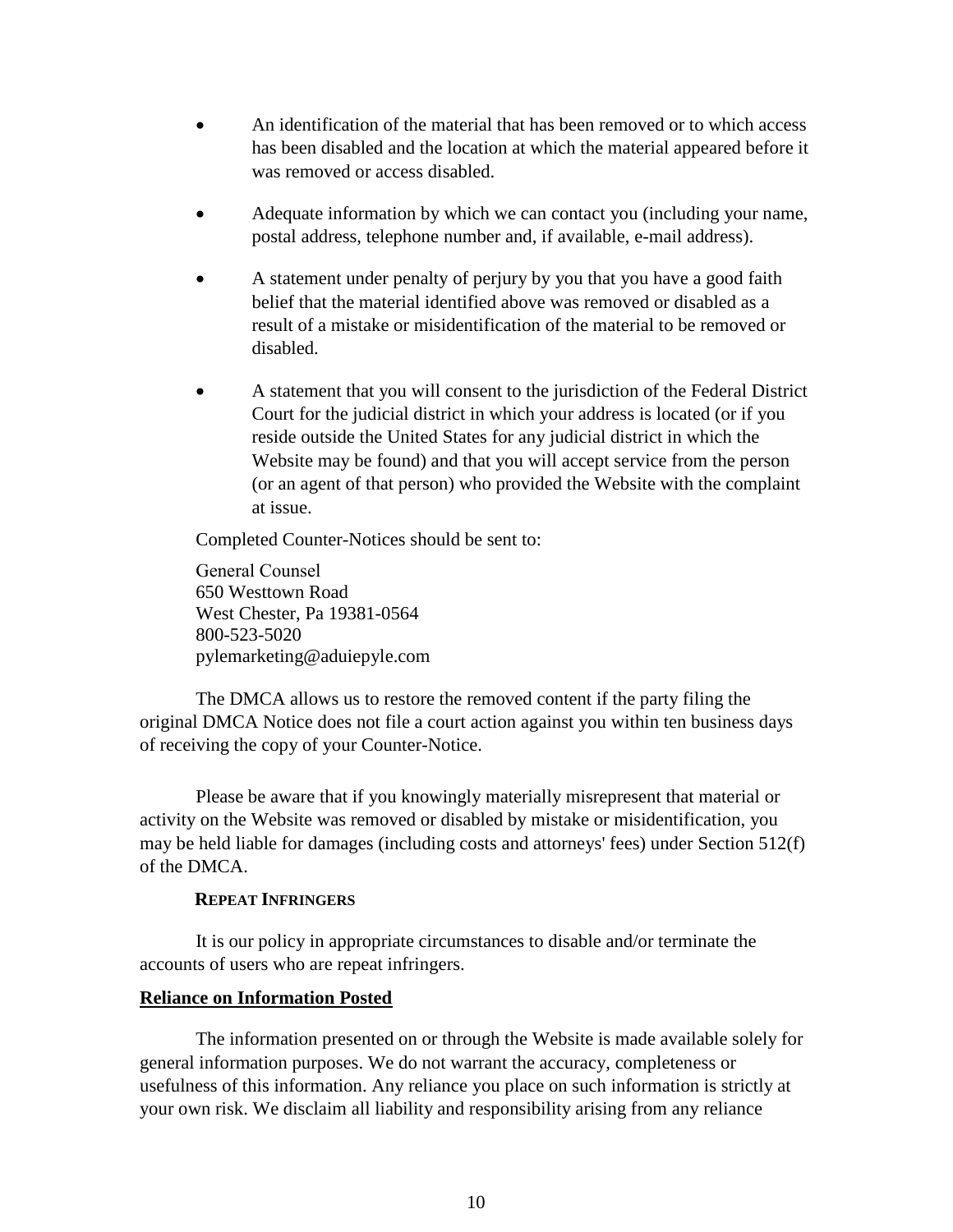- An identification of the material that has been removed or to which access has been disabled and the location at which the material appeared before it was removed or access disabled.

- Adequate information by which we can contact you (including your name, postal address, telephone number and, if available, e-mail address).

- A statement under penalty of perjury by you that you have a good faith belief that the material identified above was removed or disabled as a result of a mistake or misidentification of the material to be removed or disabled.

- A statement that you will consent to the jurisdiction of the Federal District Court for the judicial district in which your address is located (or if you reside outside the United States for any judicial district in which the Website may be found) and that you will accept service from the person (or an agent of that person) who provided the Website with the complaint at issue.

Completed Counter-Notices should be sent to:

General Counsel
650 Westtown Road
West Chester, Pa 19381-0564
800-523-5020
pylemarketing@aduiepyle.com

The DMCA allows us to restore the removed content if the party filing the original DMCA Notice does not file a court action against you within ten business days of receiving the copy of your Counter-Notice.

Please be aware that if you knowingly materially misrepresent that material or activity on the Website was removed or disabled by mistake or misidentification, you may be held liable for damages (including costs and attorneys' fees) under Section 512(f) of the DMCA.

**REPEAT INFRINGERS**

It is our policy in appropriate circumstances to disable and/or terminate the accounts of users who are repeat infringers.

**Reliance on Information Posted**

The information presented on or through the Website is made available solely for general information purposes. We do not warrant the accuracy, completeness or usefulness of this information. Any reliance you place on such information is strictly at your own risk. We disclaim all liability and responsibility arising from any reliance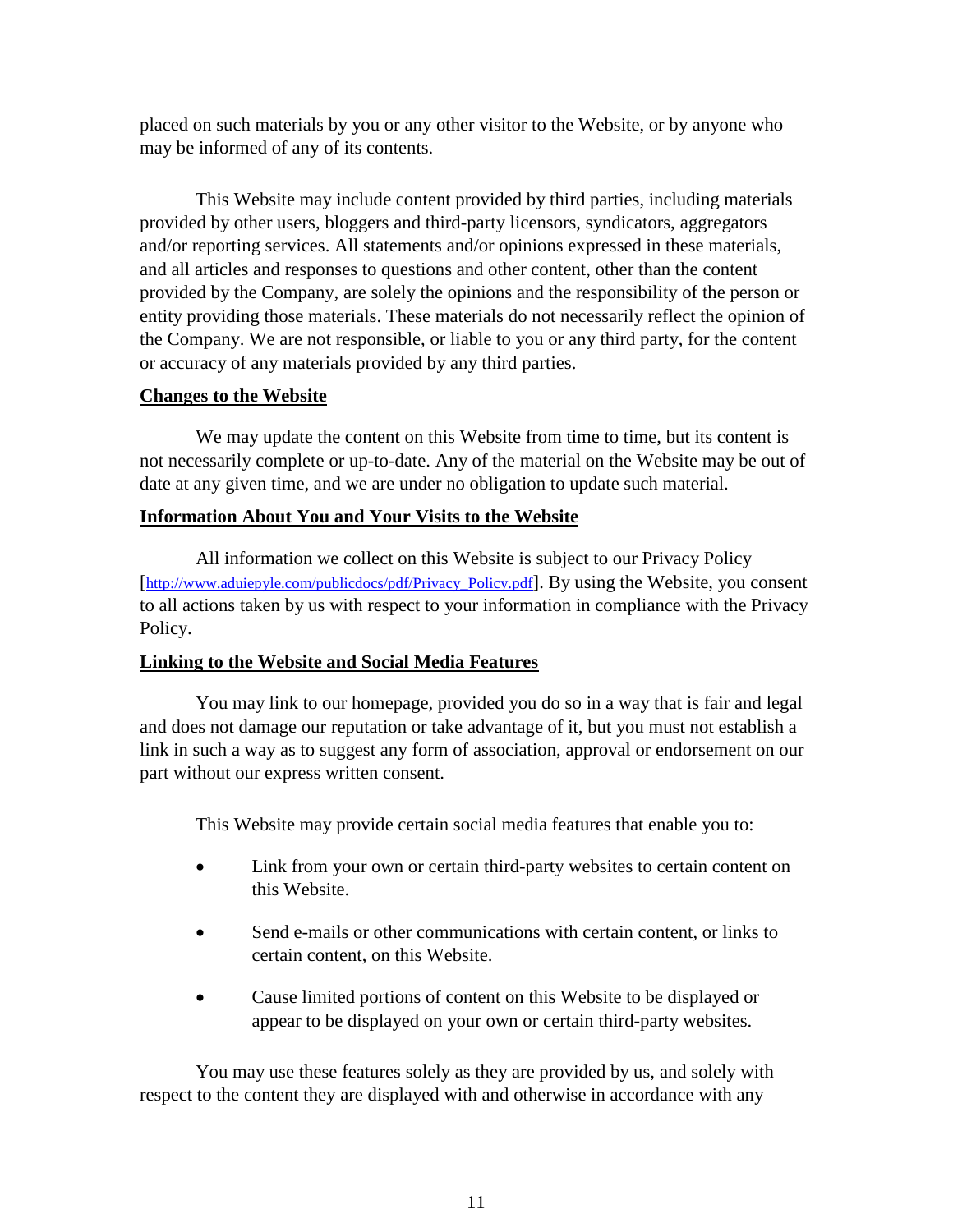placed on such materials by you or any other visitor to the Website, or by anyone who may be informed of any of its contents.

This Website may include content provided by third parties, including materials provided by other users, bloggers and third-party licensors, syndicators, aggregators and/or reporting services. All statements and/or opinions expressed in these materials, and all articles and responses to questions and other content, other than the content provided by the Company, are solely the opinions and the responsibility of the person or entity providing those materials. These materials do not necessarily reflect the opinion of the Company. We are not responsible, or liable to you or any third party, for the content or accuracy of any materials provided by any third parties.

**Changes to the Website**

We may update the content on this Website from time to time, but its content is not necessarily complete or up-to-date. Any of the material on the Website may be out of date at any given time, and we are under no obligation to update such material.

**Information About You and Your Visits to the Website**

All information we collect on this Website is subject to our Privacy Policy [http://www.aduiepyle.com/publicdocs/pdf/Privacy_Policy.pdf]. By using the Website, you consent to all actions taken by us with respect to your information in compliance with the Privacy Policy.

**Linking to the Website and Social Media Features**

You may link to our homepage, provided you do so in a way that is fair and legal and does not damage our reputation or take advantage of it, but you must not establish a link in such a way as to suggest any form of association, approval or endorsement on our part without our express written consent.

This Website may provide certain social media features that enable you to:

- Link from your own or certain third-party websites to certain content on this Website.
- Send e-mails or other communications with certain content, or links to certain content, on this Website.
- Cause limited portions of content on this Website to be displayed or appear to be displayed on your own or certain third-party websites.

You may use these features solely as they are provided by us, and solely with respect to the content they are displayed with and otherwise in accordance with any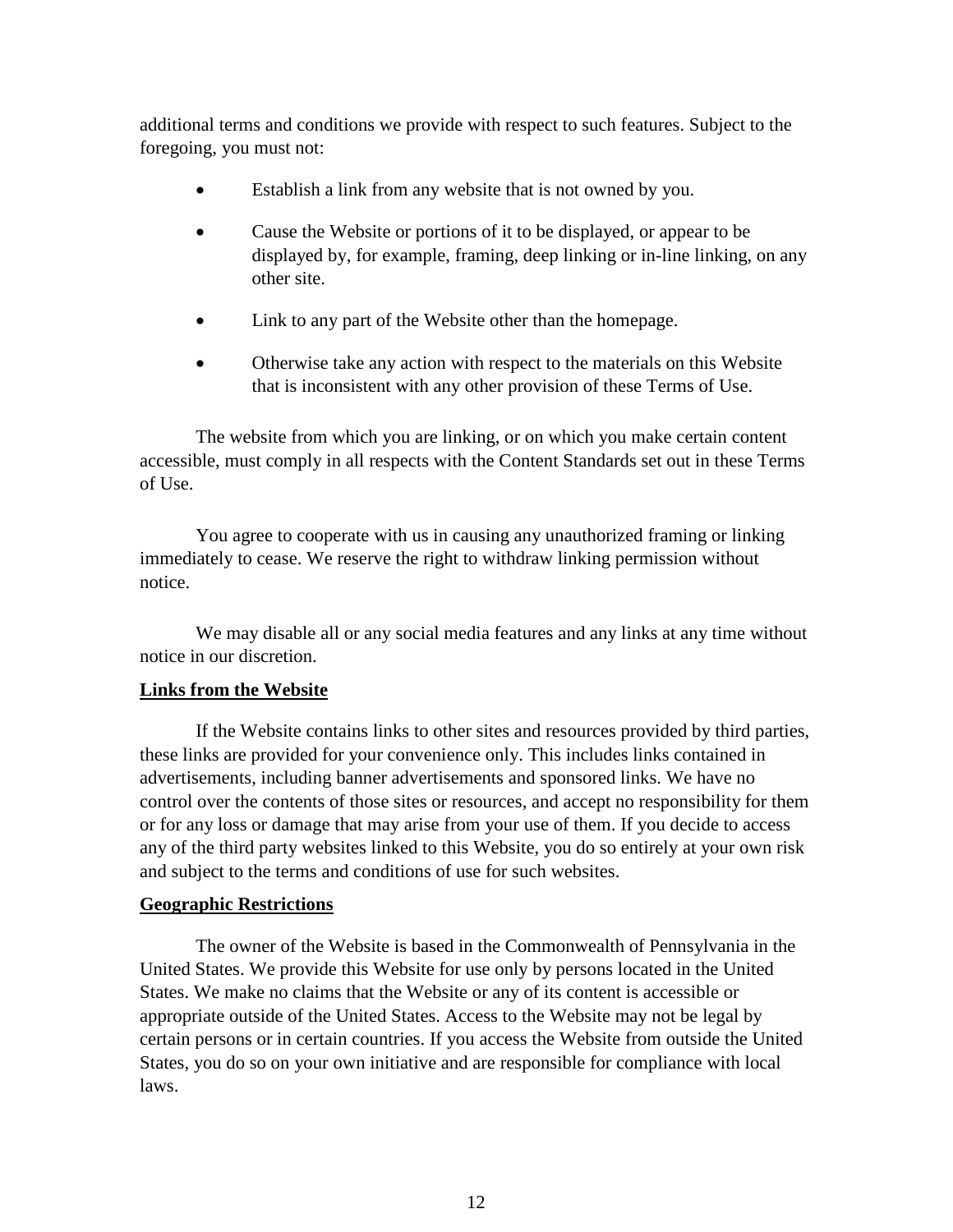additional terms and conditions we provide with respect to such features. Subject to the foregoing, you must not:

- Establish a link from any website that is not owned by you.
- Cause the Website or portions of it to be displayed, or appear to be displayed by, for example, framing, deep linking or in-line linking, on any other site.
- Link to any part of the Website other than the homepage.
- Otherwise take any action with respect to the materials on this Website that is inconsistent with any other provision of these Terms of Use.

The website from which you are linking, or on which you make certain content accessible, must comply in all respects with the Content Standards set out in these Terms of Use.

You agree to cooperate with us in causing any unauthorized framing or linking immediately to cease. We reserve the right to withdraw linking permission without notice.

We may disable all or any social media features and any links at any time without notice in our discretion.

**Links from the Website**

If the Website contains links to other sites and resources provided by third parties, these links are provided for your convenience only. This includes links contained in advertisements, including banner advertisements and sponsored links. We have no control over the contents of those sites or resources, and accept no responsibility for them or for any loss or damage that may arise from your use of them. If you decide to access any of the third party websites linked to this Website, you do so entirely at your own risk and subject to the terms and conditions of use for such websites.

**Geographic Restrictions**

The owner of the Website is based in the Commonwealth of Pennsylvania in the United States. We provide this Website for use only by persons located in the United States. We make no claims that the Website or any of its content is accessible or appropriate outside of the United States. Access to the Website may not be legal by certain persons or in certain countries. If you access the Website from outside the United States, you do so on your own initiative and are responsible for compliance with local laws.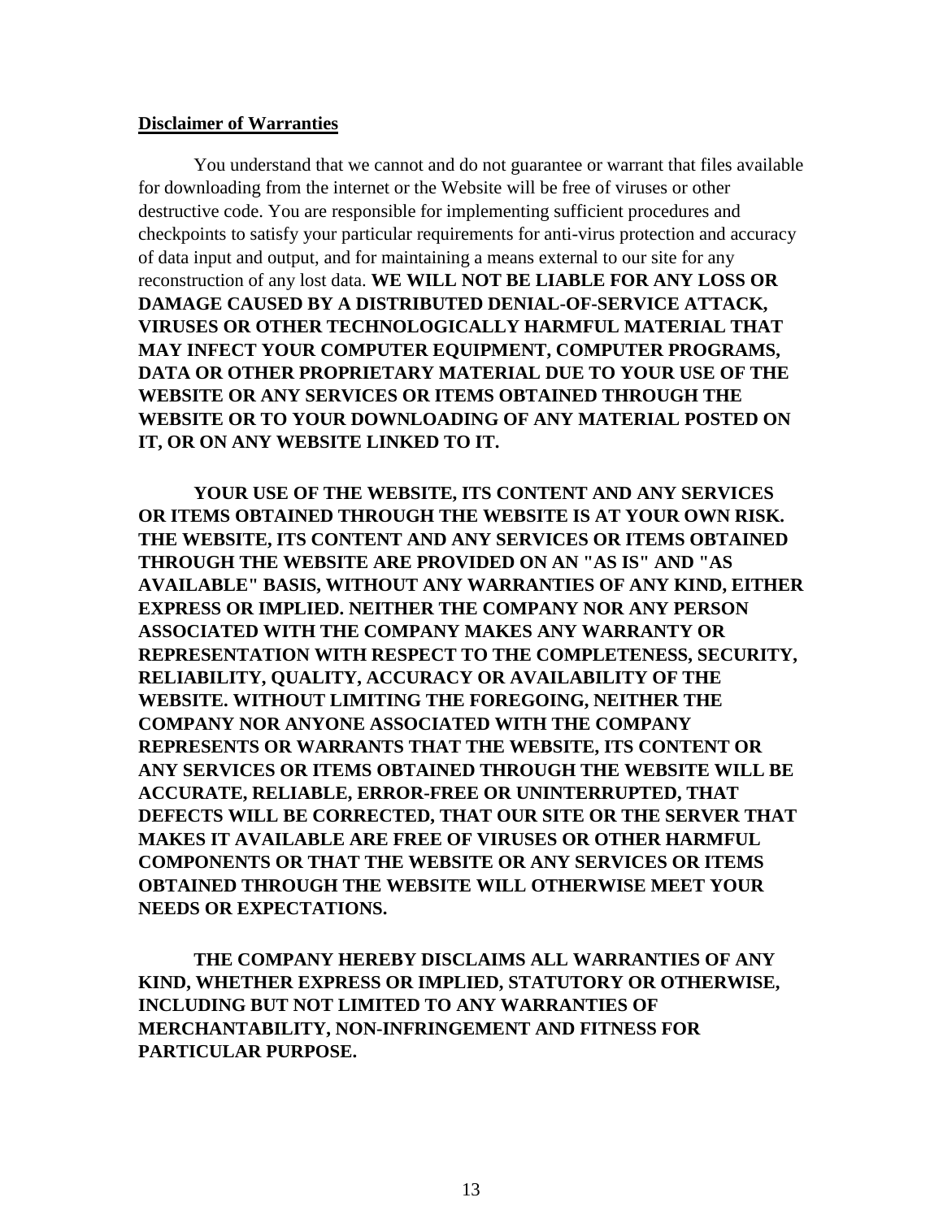**Disclaimer of Warranties**

You understand that we cannot and do not guarantee or warrant that files available for downloading from the internet or the Website will be free of viruses or other destructive code. You are responsible for implementing sufficient procedures and checkpoints to satisfy your particular requirements for anti-virus protection and accuracy of data input and output, and for maintaining a means external to our site for any reconstruction of any lost data. **WE WILL NOT BE LIABLE FOR ANY LOSS OR DAMAGE CAUSED BY A DISTRIBUTED DENIAL-OF-SERVICE ATTACK, VIRUSES OR OTHER TECHNOLOGICALLY HARMFUL MATERIAL THAT MAY INFECT YOUR COMPUTER EQUIPMENT, COMPUTER PROGRAMS, DATA OR OTHER PROPRIETARY MATERIAL DUE TO YOUR USE OF THE WEBSITE OR ANY SERVICES OR ITEMS OBTAINED THROUGH THE WEBSITE OR TO YOUR DOWNLOADING OF ANY MATERIAL POSTED ON IT, OR ON ANY WEBSITE LINKED TO IT.**

**YOUR USE OF THE WEBSITE, ITS CONTENT AND ANY SERVICES OR ITEMS OBTAINED THROUGH THE WEBSITE IS AT YOUR OWN RISK. THE WEBSITE, ITS CONTENT AND ANY SERVICES OR ITEMS OBTAINED THROUGH THE WEBSITE ARE PROVIDED ON AN "AS IS" AND "AS AVAILABLE" BASIS, WITHOUT ANY WARRANTIES OF ANY KIND, EITHER EXPRESS OR IMPLIED. NEITHER THE COMPANY NOR ANY PERSON ASSOCIATED WITH THE COMPANY MAKES ANY WARRANTY OR REPRESENTATION WITH RESPECT TO THE COMPLETENESS, SECURITY, RELIABILITY, QUALITY, ACCURACY OR AVAILABILITY OF THE WEBSITE. WITHOUT LIMITING THE FOREGOING, NEITHER THE COMPANY NOR ANYONE ASSOCIATED WITH THE COMPANY REPRESENTS OR WARRANTS THAT THE WEBSITE, ITS CONTENT OR ANY SERVICES OR ITEMS OBTAINED THROUGH THE WEBSITE WILL BE ACCURATE, RELIABLE, ERROR-FREE OR UNINTERRUPTED, THAT DEFECTS WILL BE CORRECTED, THAT OUR SITE OR THE SERVER THAT MAKES IT AVAILABLE ARE FREE OF VIRUSES OR OTHER HARMFUL COMPONENTS OR THAT THE WEBSITE OR ANY SERVICES OR ITEMS OBTAINED THROUGH THE WEBSITE WILL OTHERWISE MEET YOUR NEEDS OR EXPECTATIONS.**

**THE COMPANY HEREBY DISCLAIMS ALL WARRANTIES OF ANY KIND, WHETHER EXPRESS OR IMPLIED, STATUTORY OR OTHERWISE, INCLUDING BUT NOT LIMITED TO ANY WARRANTIES OF MERCHANTABILITY, NON-INFRINGEMENT AND FITNESS FOR PARTICULAR PURPOSE.**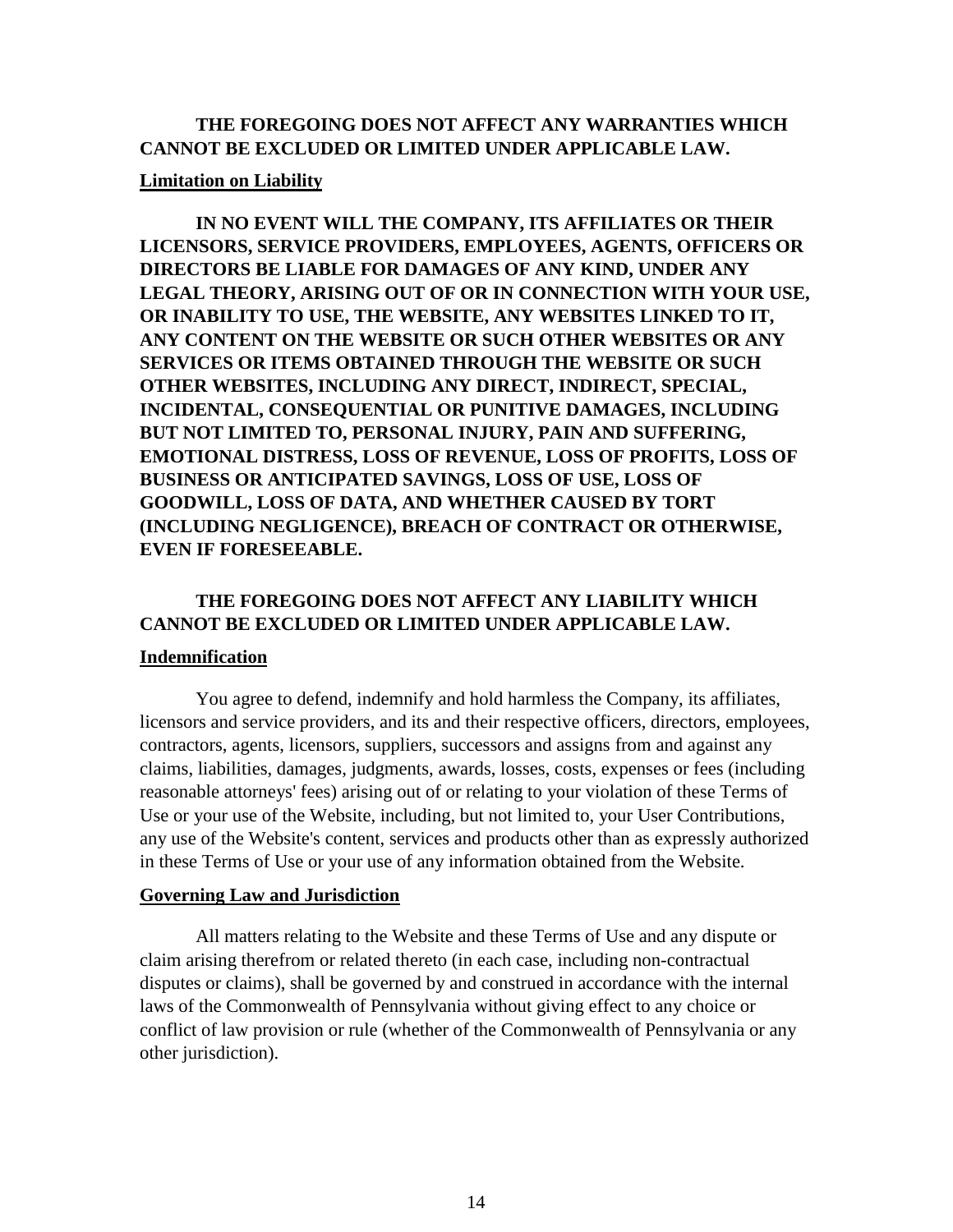**THE FOREGOING DOES NOT AFFECT ANY WARRANTIES WHICH CANNOT BE EXCLUDED OR LIMITED UNDER APPLICABLE LAW.**

**Limitation on Liability**

**IN NO EVENT WILL THE COMPANY, ITS AFFILIATES OR THEIR LICENSORS, SERVICE PROVIDERS, EMPLOYEES, AGENTS, OFFICERS OR DIRECTORS BE LIABLE FOR DAMAGES OF ANY KIND, UNDER ANY LEGAL THEORY, ARISING OUT OF OR IN CONNECTION WITH YOUR USE, OR INABILITY TO USE, THE WEBSITE, ANY WEBSITES LINKED TO IT, ANY CONTENT ON THE WEBSITE OR SUCH OTHER WEBSITES OR ANY SERVICES OR ITEMS OBTAINED THROUGH THE WEBSITE OR SUCH OTHER WEBSITES, INCLUDING ANY DIRECT, INDIRECT, SPECIAL, INCIDENTAL, CONSEQUENTIAL OR PUNITIVE DAMAGES, INCLUDING BUT NOT LIMITED TO, PERSONAL INJURY, PAIN AND SUFFERING, EMOTIONAL DISTRESS, LOSS OF REVENUE, LOSS OF PROFITS, LOSS OF BUSINESS OR ANTICIPATED SAVINGS, LOSS OF USE, LOSS OF GOODWILL, LOSS OF DATA, AND WHETHER CAUSED BY TORT (INCLUDING NEGLIGENCE), BREACH OF CONTRACT OR OTHERWISE, EVEN IF FORESEEABLE.**

**THE FOREGOING DOES NOT AFFECT ANY LIABILITY WHICH CANNOT BE EXCLUDED OR LIMITED UNDER APPLICABLE LAW.**

**Indemnification**

You agree to defend, indemnify and hold harmless the Company, its affiliates, licensors and service providers, and its and their respective officers, directors, employees, contractors, agents, licensors, suppliers, successors and assigns from and against any claims, liabilities, damages, judgments, awards, losses, costs, expenses or fees (including reasonable attorneys' fees) arising out of or relating to your violation of these Terms of Use or your use of the Website, including, but not limited to, your User Contributions, any use of the Website's content, services and products other than as expressly authorized in these Terms of Use or your use of any information obtained from the Website.

**Governing Law and Jurisdiction**

All matters relating to the Website and these Terms of Use and any dispute or claim arising therefrom or related thereto (in each case, including non-contractual disputes or claims), shall be governed by and construed in accordance with the internal laws of the Commonwealth of Pennsylvania without giving effect to any choice or conflict of law provision or rule (whether of the Commonwealth of Pennsylvania or any other jurisdiction).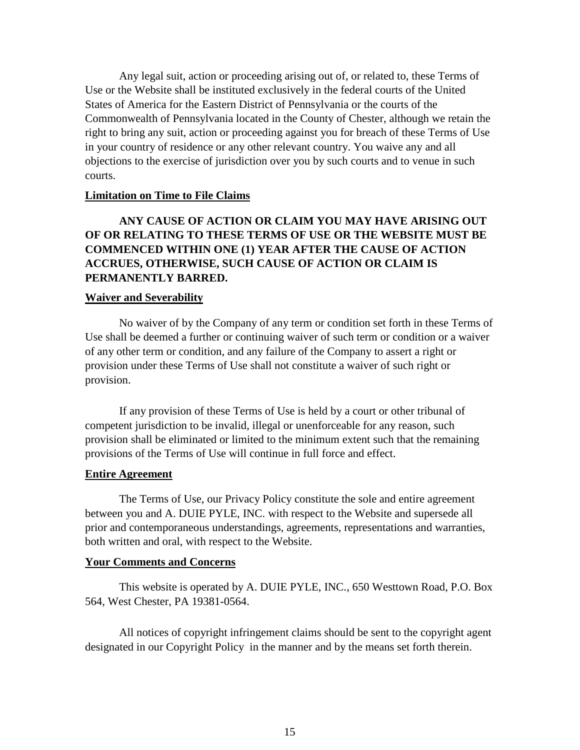Any legal suit, action or proceeding arising out of, or related to, these Terms of Use or the Website shall be instituted exclusively in the federal courts of the United States of America for the Eastern District of Pennsylvania or the courts of the Commonwealth of Pennsylvania located in the County of Chester, although we retain the right to bring any suit, action or proceeding against you for breach of these Terms of Use in your country of residence or any other relevant country. You waive any and all objections to the exercise of jurisdiction over you by such courts and to venue in such courts.

**Limitation on Time to File Claims**

**ANY CAUSE OF ACTION OR CLAIM YOU MAY HAVE ARISING OUT OF OR RELATING TO THESE TERMS OF USE OR THE WEBSITE MUST BE COMMENCED WITHIN ONE (1) YEAR AFTER THE CAUSE OF ACTION ACCRUES, OTHERWISE, SUCH CAUSE OF ACTION OR CLAIM IS PERMANENTLY BARRED.**

**Waiver and Severability**

No waiver of by the Company of any term or condition set forth in these Terms of Use shall be deemed a further or continuing waiver of such term or condition or a waiver of any other term or condition, and any failure of the Company to assert a right or provision under these Terms of Use shall not constitute a waiver of such right or provision.

If any provision of these Terms of Use is held by a court or other tribunal of competent jurisdiction to be invalid, illegal or unenforceable for any reason, such provision shall be eliminated or limited to the minimum extent such that the remaining provisions of the Terms of Use will continue in full force and effect.

**Entire Agreement**

The Terms of Use, our Privacy Policy constitute the sole and entire agreement between you and A. DUIE PYLE, INC. with respect to the Website and supersede all prior and contemporaneous understandings, agreements, representations and warranties, both written and oral, with respect to the Website.

**Your Comments and Concerns**

This website is operated by A. DUIE PYLE, INC., 650 Westtown Road, P.O. Box 564, West Chester, PA 19381-0564.

All notices of copyright infringement claims should be sent to the copyright agent designated in our Copyright Policy in the manner and by the means set forth therein.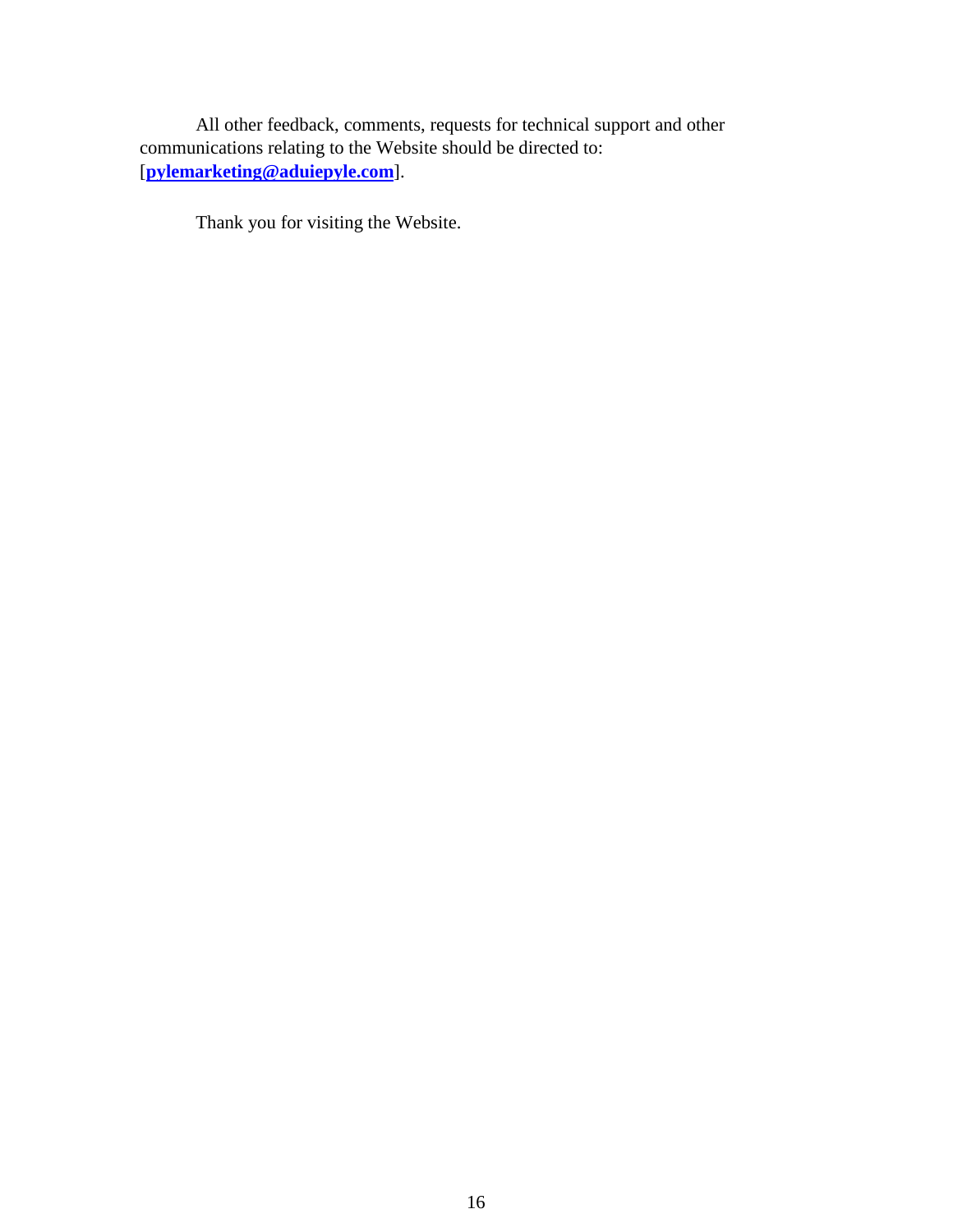All other feedback, comments, requests for technical support and other communications relating to the Website should be directed to: [**pylemarketing@aduiepyle.com**].

Thank you for visiting the Website.